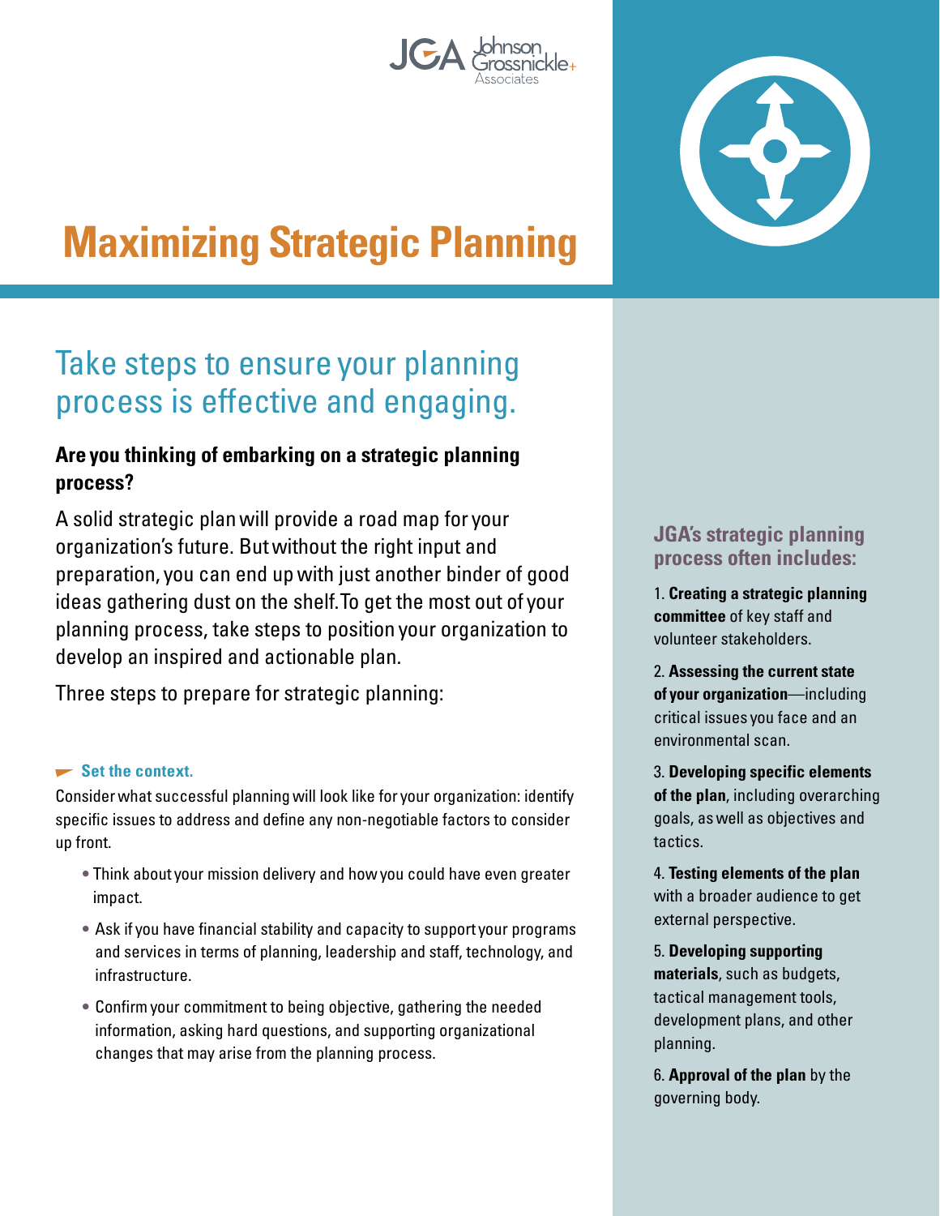Johnson Grossnickle+ Associates

# Maximizing Strategic Planning

## Take steps to ensure your planning process is effective and engaging.

**Are you thinking of embarking on a strategic planning process?**

A solid strategic plan will provide a road map for your organization's future. But without the right input and preparation, you can end up with just another binder of good ideas gathering dust on the shelf. To get the most out of your planning process, take steps to position your organization to develop an inspired and actionable plan.

Three steps to prepare for strategic planning:

### Set the context.

Consider what successful planning will look like for your organization: identify specific issues to address and define any non-negotiable factors to consider up front.

- Think about your mission delivery and how you could have even greater impact.
- Ask if you have financial stability and capacity to support your programs and services in terms of planning, leadership and staff, technology, and infrastructure.
- Confirm your commitment to being objective, gathering the needed information, asking hard questions, and supporting organizational changes that may arise from the planning process.

### JGA's strategic planning process often includes:

1. **Creating a strategic planning committee** of key staff and volunteer stakeholders.
2. **Assessing the current state of your organization**—including critical issues you face and an environmental scan.
3. **Developing specific elements of the plan**, including overarching goals, as well as objectives and tactics.
4. **Testing elements of the plan** with a broader audience to get external perspective.
5. **Developing supporting materials**, such as budgets, tactical management tools, development plans, and other planning.
6. **Approval of the plan** by the governing body.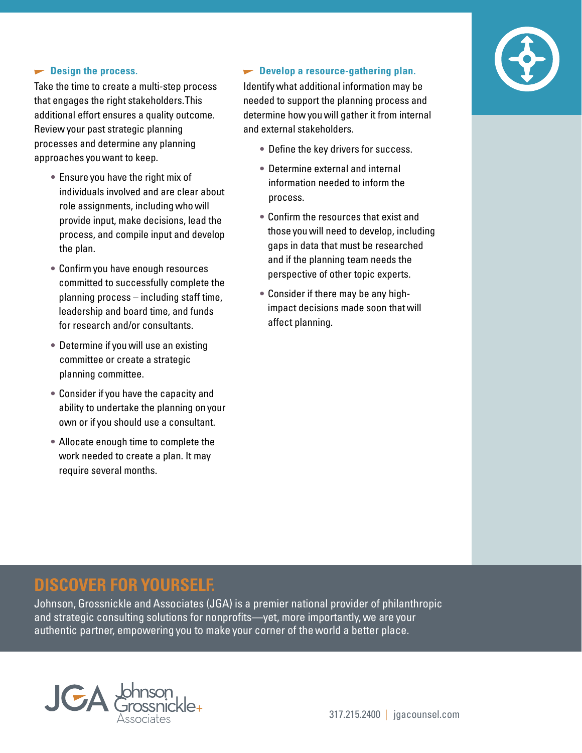### Design the process.

Take the time to create a multi-step process that engages the right stakeholders. This additional effort ensures a quality outcome. Review your past strategic planning processes and determine any planning approaches you want to keep.

- Ensure you have the right mix of individuals involved and are clear about role assignments, including who will provide input, make decisions, lead the process, and compile input and develop the plan.
- Confirm you have enough resources committed to successfully complete the planning process – including staff time, leadership and board time, and funds for research and/or consultants.
- Determine if you will use an existing committee or create a strategic planning committee.
- Consider if you have the capacity and ability to undertake the planning on your own or if you should use a consultant.
- Allocate enough time to complete the work needed to create a plan. It may require several months.

### Develop a resource-gathering plan.

Identify what additional information may be needed to support the planning process and determine how you will gather it from internal and external stakeholders.

- Define the key drivers for success.
- Determine external and internal information needed to inform the process.
- Confirm the resources that exist and those you will need to develop, including gaps in data that must be researched and if the planning team needs the perspective of other topic experts.
- Consider if there may be any high-impact decisions made soon that will affect planning.

## DISCOVER FOR YOURSELF.

Johnson, Grossnickle and Associates (JGA) is a premier national provider of philanthropic and strategic consulting solutions for nonprofits—yet, more importantly, we are your authentic partner, empowering you to make your corner of the world a better place.

JGA Johnson Grossnickle+ Associates

317.215.2400 | jgacounsel.com